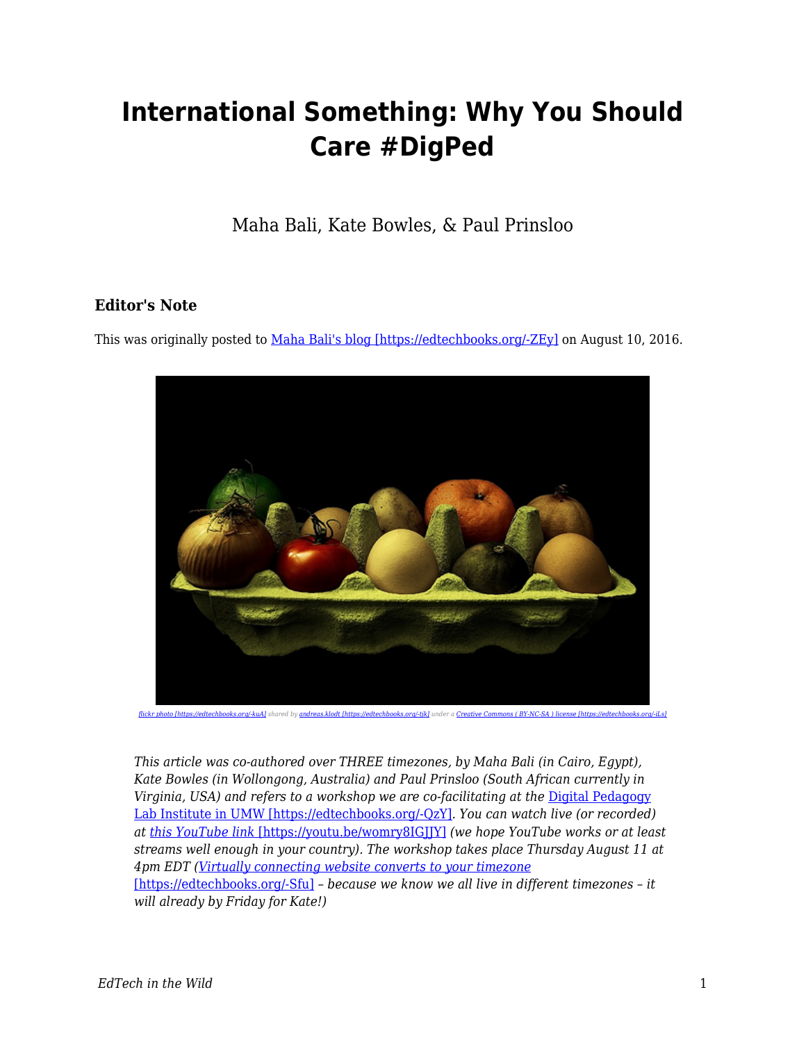# International Something: Why You Should Care #DigPed

Maha Bali, Kate Bowles, & Paul Prinsloo

### Editor's Note

This was originally posted to [Maha Bali's blog [https://edtechbooks.org/-ZEy]](https://edtechbooks.org/-ZEy) on August 10, 2016.

[flickr photo [https://edtechbooks.org/-kuA]](https://edtechbooks.org/-kuA) shared by [andreas.klodt [https://edtechbooks.org/-tik]](https://edtechbooks.org/-tik) under a [Creative Commons ( BY-NC-SA ) license [https://edtechbooks.org/-iLs]](https://edtechbooks.org/-iLs)

*This article was co-authored over THREE timezones, by Maha Bali (in Cairo, Egypt), Kate Bowles (in Wollongong, Australia) and Paul Prinsloo (South African currently in Virginia, USA) and refers to a workshop we are co-facilitating at the [Digital Pedagogy Lab Institute in UMW [https://edtechbooks.org/-QzY]](https://edtechbooks.org/-QzY). You can watch live (or recorded) at [this YouTube link [https://youtu.be/womry8IGJJY]](https://youtu.be/womry8IGJJY) (we hope YouTube works or at least streams well enough in your country). The workshop takes place Thursday August 11 at 4pm EDT ([Virtually connecting website converts to your timezone [https://edtechbooks.org/-Sfu]](https://edtechbooks.org/-Sfu) – because we know we all live in different timezones – it will already by Friday for Kate!)*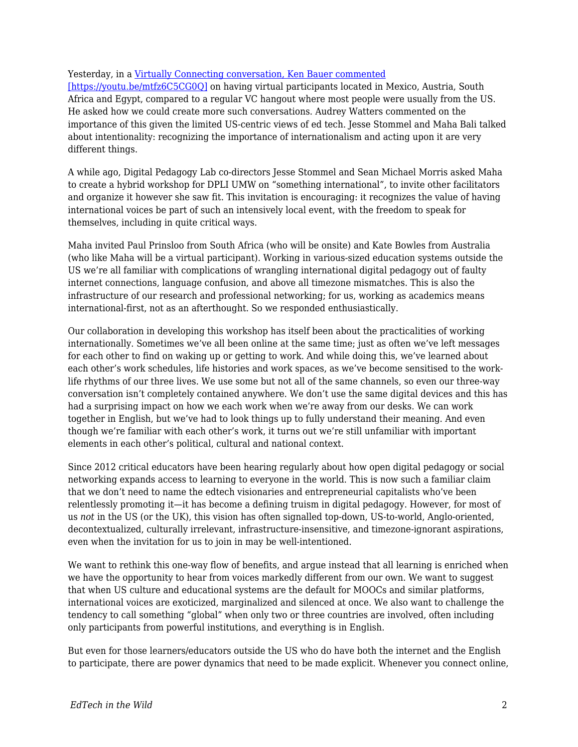Yesterday, in a [Virtually Connecting conversation, Ken Bauer commented](https://youtu.be/mtfz6C5CG0Q) [https://youtu.be/mtfz6C5CG0Q] on having virtual participants located in Mexico, Austria, South Africa and Egypt, compared to a regular VC hangout where most people were usually from the US. He asked how we could create more such conversations. Audrey Watters commented on the importance of this given the limited US-centric views of ed tech. Jesse Stommel and Maha Bali talked about intentionality: recognizing the importance of internationalism and acting upon it are very different things.

A while ago, Digital Pedagogy Lab co-directors Jesse Stommel and Sean Michael Morris asked Maha to create a hybrid workshop for DPLI UMW on "something international", to invite other facilitators and organize it however she saw fit. This invitation is encouraging: it recognizes the value of having international voices be part of such an intensively local event, with the freedom to speak for themselves, including in quite critical ways.

Maha invited Paul Prinsloo from South Africa (who will be onsite) and Kate Bowles from Australia (who like Maha will be a virtual participant). Working in various-sized education systems outside the US we're all familiar with complications of wrangling international digital pedagogy out of faulty internet connections, language confusion, and above all timezone mismatches. This is also the infrastructure of our research and professional networking; for us, working as academics means international-first, not as an afterthought. So we responded enthusiastically.

Our collaboration in developing this workshop has itself been about the practicalities of working internationally. Sometimes we've all been online at the same time; just as often we've left messages for each other to find on waking up or getting to work. And while doing this, we've learned about each other's work schedules, life histories and work spaces, as we've become sensitised to the work-life rhythms of our three lives. We use some but not all of the same channels, so even our three-way conversation isn't completely contained anywhere. We don't use the same digital devices and this has had a surprising impact on how we each work when we're away from our desks. We can work together in English, but we've had to look things up to fully understand their meaning. And even though we're familiar with each other's work, it turns out we're still unfamiliar with important elements in each other's political, cultural and national context.

Since 2012 critical educators have been hearing regularly about how open digital pedagogy or social networking expands access to learning to everyone in the world. This is now such a familiar claim that we don't need to name the edtech visionaries and entrepreneurial capitalists who've been relentlessly promoting it—it has become a defining truism in digital pedagogy. However, for most of us *not* in the US (or the UK), this vision has often signalled top-down, US-to-world, Anglo-oriented, decontextualized, culturally irrelevant, infrastructure-insensitive, and timezone-ignorant aspirations, even when the invitation for us to join in may be well-intentioned.

We want to rethink this one-way flow of benefits, and argue instead that all learning is enriched when we have the opportunity to hear from voices markedly different from our own. We want to suggest that when US culture and educational systems are the default for MOOCs and similar platforms, international voices are exoticized, marginalized and silenced at once. We also want to challenge the tendency to call something "global" when only two or three countries are involved, often including only participants from powerful institutions, and everything is in English.

But even for those learners/educators outside the US who do have both the internet and the English to participate, there are power dynamics that need to be made explicit. Whenever you connect online,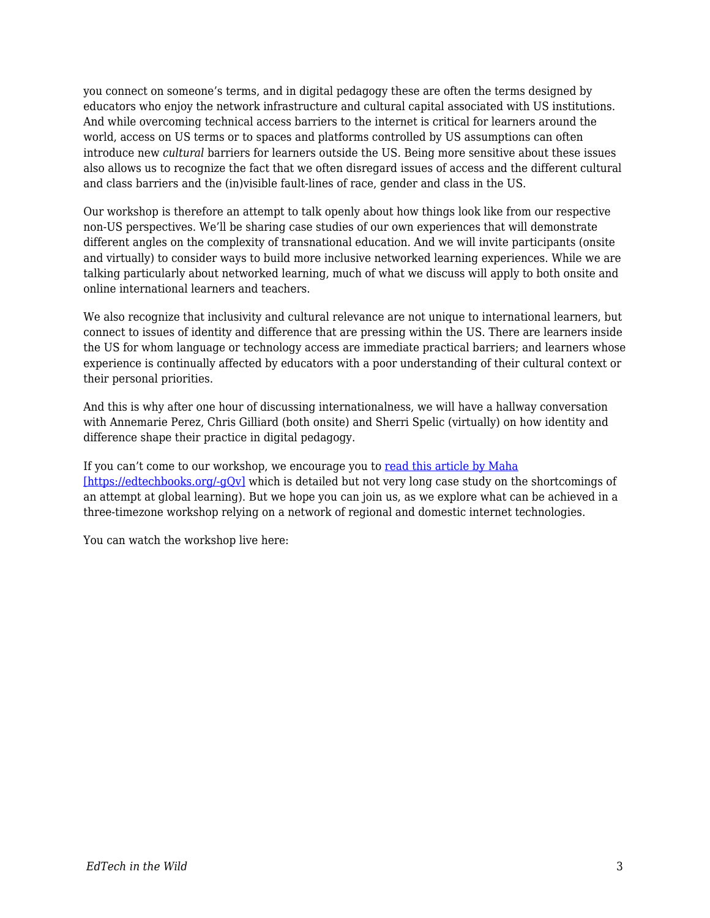you connect on someone's terms, and in digital pedagogy these are often the terms designed by educators who enjoy the network infrastructure and cultural capital associated with US institutions. And while overcoming technical access barriers to the internet is critical for learners around the world, access on US terms or to spaces and platforms controlled by US assumptions can often introduce new *cultural* barriers for learners outside the US. Being more sensitive about these issues also allows us to recognize the fact that we often disregard issues of access and the different cultural and class barriers and the (in)visible fault-lines of race, gender and class in the US.

Our workshop is therefore an attempt to talk openly about how things look like from our respective non-US perspectives. We'll be sharing case studies of our own experiences that will demonstrate different angles on the complexity of transnational education. And we will invite participants (onsite and virtually) to consider ways to build more inclusive networked learning experiences. While we are talking particularly about networked learning, much of what we discuss will apply to both onsite and online international learners and teachers.

We also recognize that inclusivity and cultural relevance are not unique to international learners, but connect to issues of identity and difference that are pressing within the US. There are learners inside the US for whom language or technology access are immediate practical barriers; and learners whose experience is continually affected by educators with a poor understanding of their cultural context or their personal priorities.

And this is why after one hour of discussing internationalness, we will have a hallway conversation with Annemarie Perez, Chris Gilliard (both onsite) and Sherri Spelic (virtually) on how identity and difference shape their practice in digital pedagogy.

If you can't come to our workshop, we encourage you to [read this article by Maha [https://edtechbooks.org/-gQv]](https://edtechbooks.org/-gQv) which is detailed but not very long case study on the shortcomings of an attempt at global learning). But we hope you can join us, as we explore what can be achieved in a three-timezone workshop relying on a network of regional and domestic internet technologies.

You can watch the workshop live here: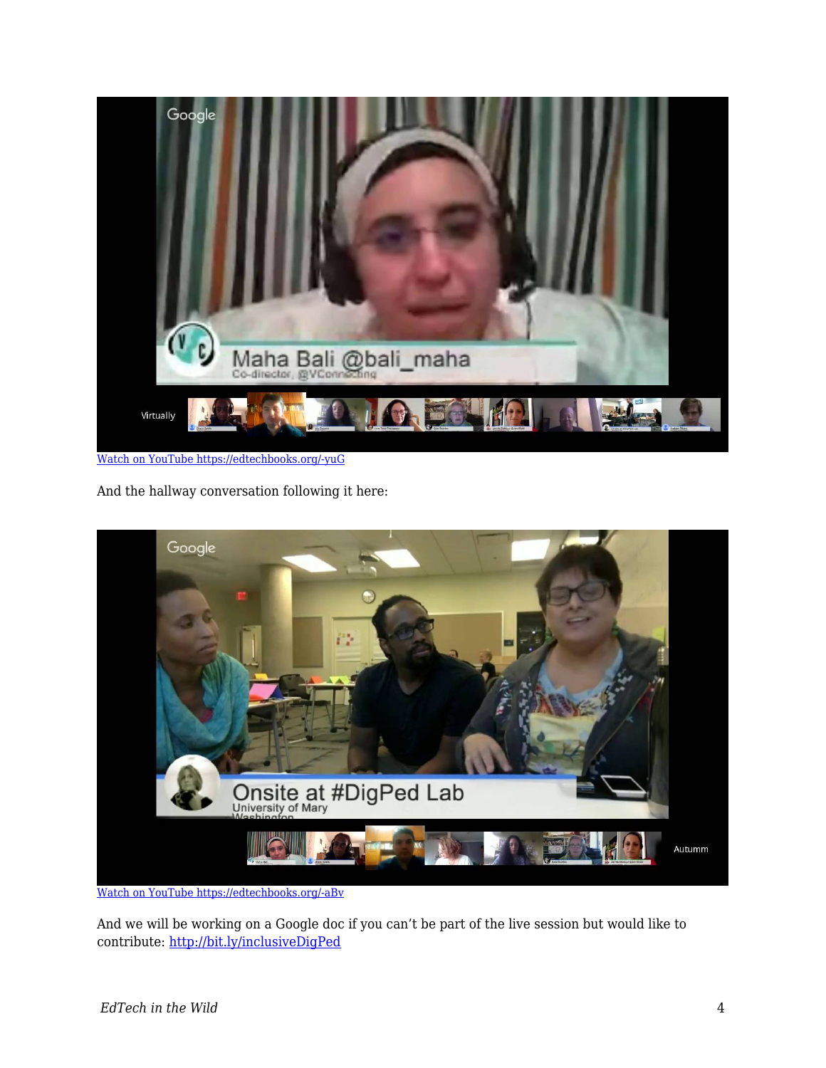[Watch on YouTube https://edtechbooks.org/-yuG](https://edtechbooks.org/-yuG)

And the hallway conversation following it here:

[Watch on YouTube https://edtechbooks.org/-aBv](https://edtechbooks.org/-aBv)

And we will be working on a Google doc if you can't be part of the live session but would like to contribute: [http://bit.ly/inclusiveDigPed](http://bit.ly/inclusiveDigPed)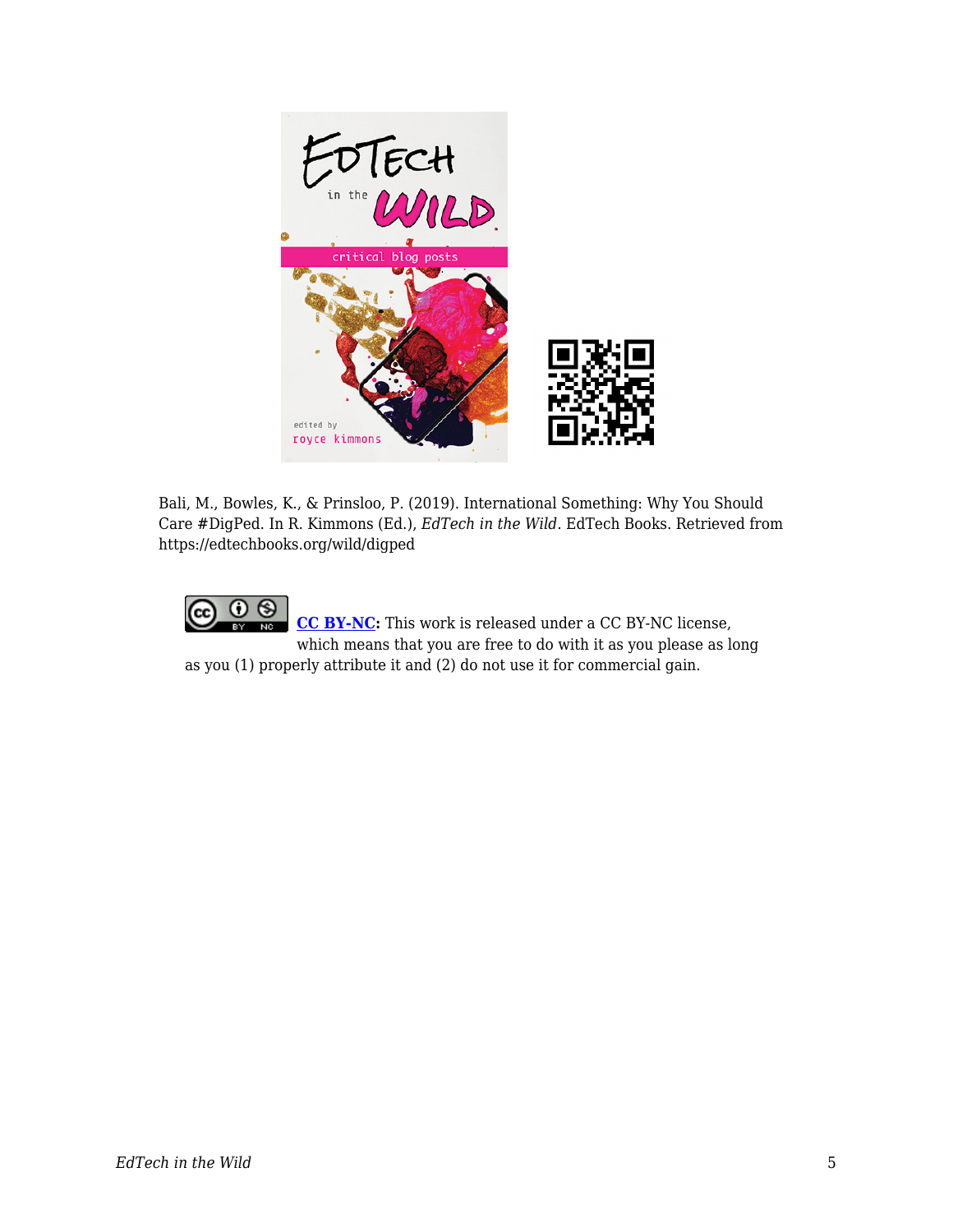Bali, M., Bowles, K., & Prinsloo, P. (2019). International Something: Why You Should Care #DigPed. In R. Kimmons (Ed.), *EdTech in the Wild*. EdTech Books. Retrieved from https://edtechbooks.org/wild/digped

**CC BY-NC:** This work is released under a CC BY-NC license, which means that you are free to do with it as you please as long as you (1) properly attribute it and (2) do not use it for commercial gain.